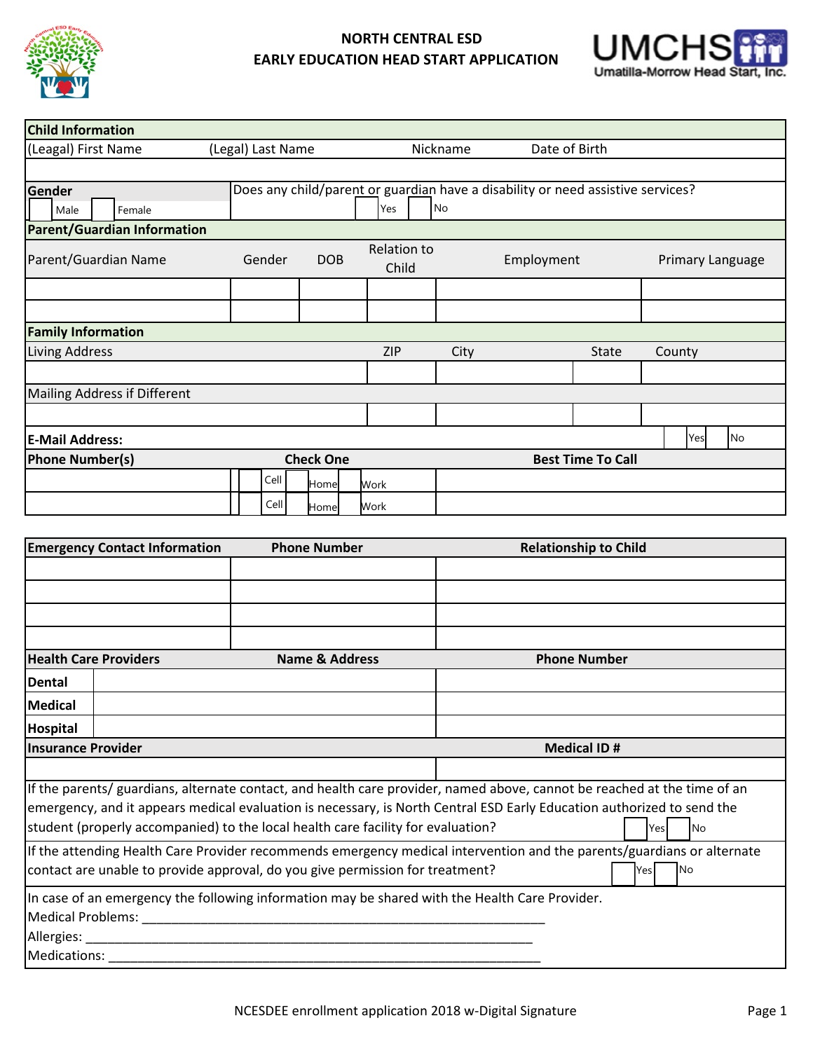# NORTH CENTRAL ESD
# EARLY EDUCATION HEAD START APPLICATION

UMCHS Umatilla-Morrow Head Start, Inc.

| Child Information | | | |
|---|---|---|---|
| (Leagal) First Name | (Legal) Last Name | Nickname | Date of Birth |
| | | | |

| Gender | Does any child/parent or guardian have a disability or need assistive services? |
|---|---|
| ☐ Male ☐ Female | ☐ Yes ☐ No |

| Parent/Guardian Information | | | | | |
|---|---|---|---|---|---|
| Parent/Guardian Name | Gender | DOB | Relation to Child | Employment | Primary Language |
| | | | | | |
| | | | | | |

| Family Information | | | | |
|---|---|---|---|---|
| Living Address | ZIP | City | State | County |
| | | | | |
| Mailing Address if Different | | | | |
| | | | | |
| E-Mail Address: | | | | ☐ Yes ☐ No |

| Phone Number(s) | Check One | Best Time To Call |
|---|---|---|
| | ☐ Cell ☐ Home ☐ Work | |
| | ☐ Cell ☐ Home ☐ Work | |

| Emergency Contact Information | Phone Number | Relationship to Child |
|---|---|---|
| | | |
| | | |
| | | |
| | | |

| Health Care Providers | Name & Address | Phone Number |
|---|---|---|
| Dental | | |
| Medical | | |
| Hospital | | |

| Insurance Provider | Medical ID # |
|---|---|
| | |

If the parents/ guardians, alternate contact, and health care provider, named above, cannot be reached at the time of an emergency, and it appears medical evaluation is necessary, is North Central ESD Early Education authorized to send the student (properly accompanied) to the local health care facility for evaluation? ☐ Yes ☐ No

If the attending Health Care Provider recommends emergency medical intervention and the parents/guardians or alternate contact are unable to provide approval, do you give permission for treatment? ☐ Yes ☐ No

In case of an emergency the following information may be shared with the Health Care Provider.

Medical Problems: ____________________________________________________________

Allergies: ________________________________________________________________

Medications: ______________________________________________________________

NCESDEE enrollment application 2018 w-Digital Signature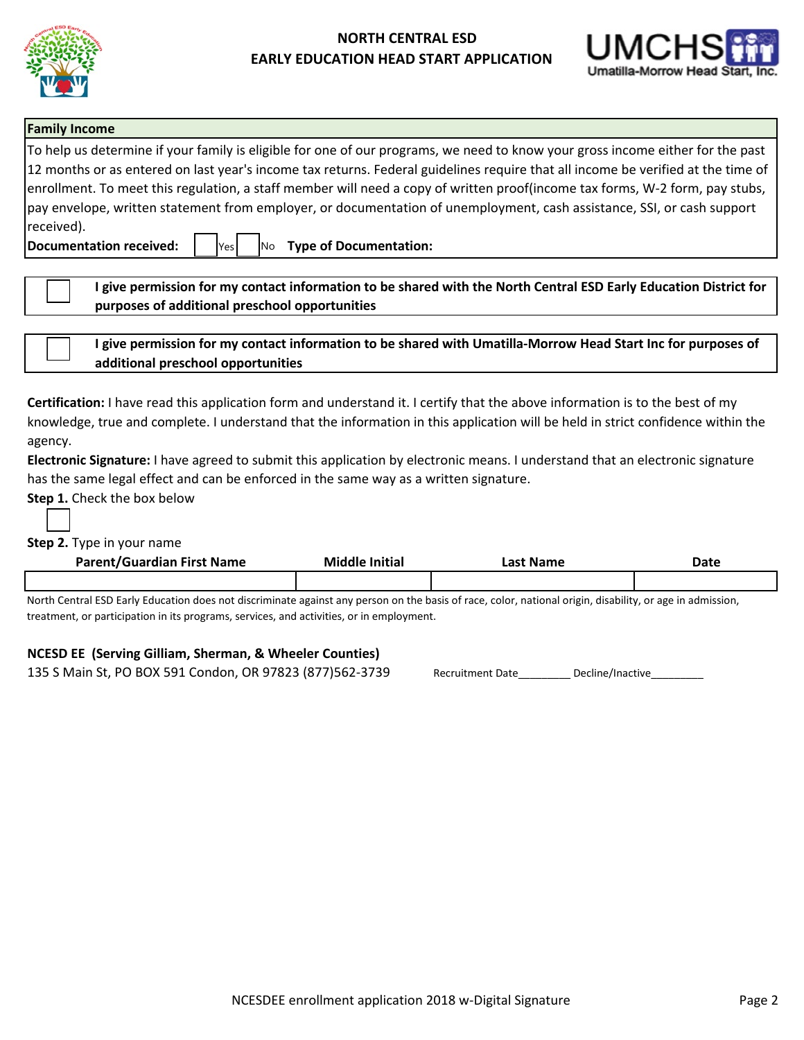# NORTH CENTRAL ESD
# EARLY EDUCATION HEAD START APPLICATION

UMCHS
Umatilla-Morrow Head Start, Inc.

**Family Income**

To help us determine if your family is eligible for one of our programs, we need to know your gross income either for the past 12 months or as entered on last year's income tax returns. Federal guidelines require that all income be verified at the time of enrollment. To meet this regulation, a staff member will need a copy of written proof(income tax forms, W-2 form, pay stubs, pay envelope, written statement from employer, or documentation of unemployment, cash assistance, SSI, or cash support received).

**Documentation received:** ☐ Yes ☐ No **Type of Documentation:**

☐ **I give permission for my contact information to be shared with the North Central ESD Early Education District for purposes of additional preschool opportunities**

☐ **I give permission for my contact information to be shared with Umatilla-Morrow Head Start Inc for purposes of additional preschool opportunities**

**Certification:** I have read this application form and understand it. I certify that the above information is to the best of my knowledge, true and complete. I understand that the information in this application will be held in strict confidence within the agency.

**Electronic Signature:** I have agreed to submit this application by electronic means. I understand that an electronic signature has the same legal effect and can be enforced in the same way as a written signature.

**Step 1.** Check the box below

☐

**Step 2.** Type in your name

| Parent/Guardian First Name | Middle Initial | Last Name | Date |
|---|---|---|---|
| | | | |

North Central ESD Early Education does not discriminate against any person on the basis of race, color, national origin, disability, or age in admission, treatment, or participation in its programs, services, and activities, or in employment.

**NCESD EE (Serving Gilliam, Sherman, & Wheeler Counties)**
135 S Main St, PO BOX 591 Condon, OR 97823 (877)562-3739

Recruitment Date________ Decline/Inactive________

NCESDEE enrollment application 2018 w-Digital Signature